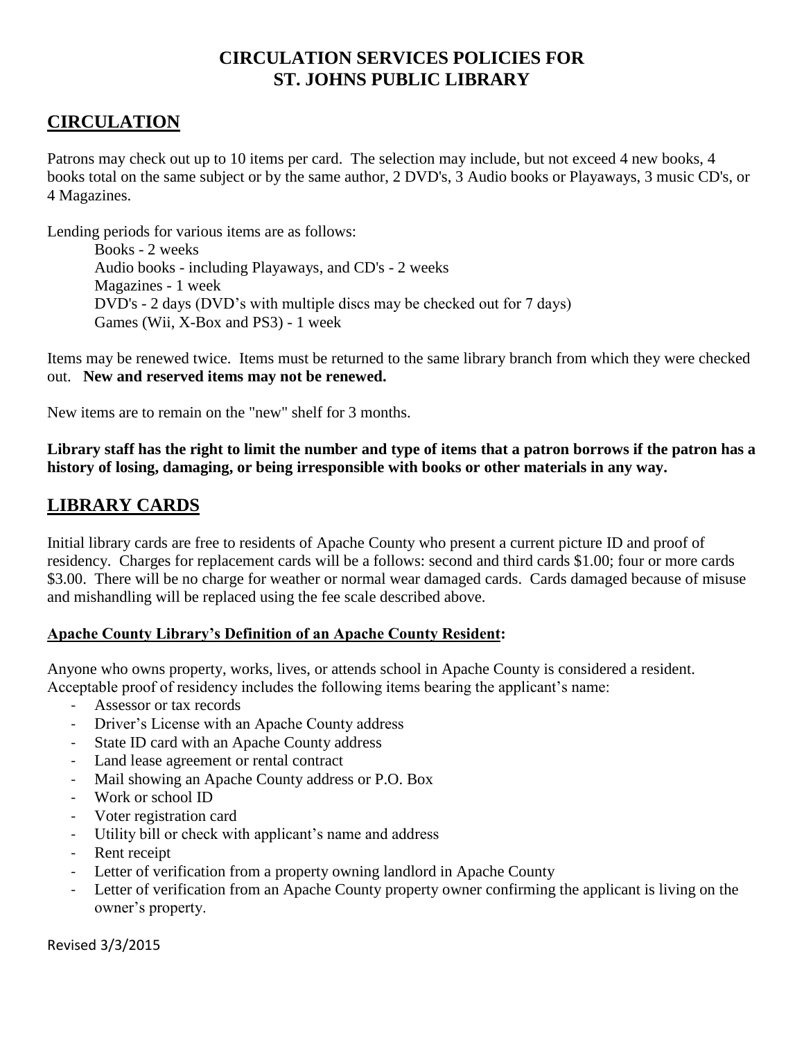# CIRCULATION SERVICES POLICIES FOR ST. JOHNS PUBLIC LIBRARY

## CIRCULATION

Patrons may check out up to 10 items per card. The selection may include, but not exceed 4 new books, 4 books total on the same subject or by the same author, 2 DVD's, 3 Audio books or Playaways, 3 music CD's, or 4 Magazines.

Lending periods for various items are as follows:

Books - 2 weeks
Audio books - including Playaways, and CD's - 2 weeks
Magazines - 1 week
DVD's - 2 days (DVD's with multiple discs may be checked out for 7 days)
Games (Wii, X-Box and PS3) - 1 week

Items may be renewed twice. Items must be returned to the same library branch from which they were checked out. **New and reserved items may not be renewed.**

New items are to remain on the "new" shelf for 3 months.

**Library staff has the right to limit the number and type of items that a patron borrows if the patron has a history of losing, damaging, or being irresponsible with books or other materials in any way.**

## LIBRARY CARDS

Initial library cards are free to residents of Apache County who present a current picture ID and proof of residency. Charges for replacement cards will be a follows: second and third cards $1.00; four or more cards $3.00. There will be no charge for weather or normal wear damaged cards. Cards damaged because of misuse and mishandling will be replaced using the fee scale described above.

### Apache County Library's Definition of an Apache County Resident:

Anyone who owns property, works, lives, or attends school in Apache County is considered a resident. Acceptable proof of residency includes the following items bearing the applicant's name:

- Assessor or tax records
- Driver's License with an Apache County address
- State ID card with an Apache County address
- Land lease agreement or rental contract
- Mail showing an Apache County address or P.O. Box
- Work or school ID
- Voter registration card
- Utility bill or check with applicant's name and address
- Rent receipt
- Letter of verification from a property owning landlord in Apache County
- Letter of verification from an Apache County property owner confirming the applicant is living on the owner's property.

Revised 3/3/2015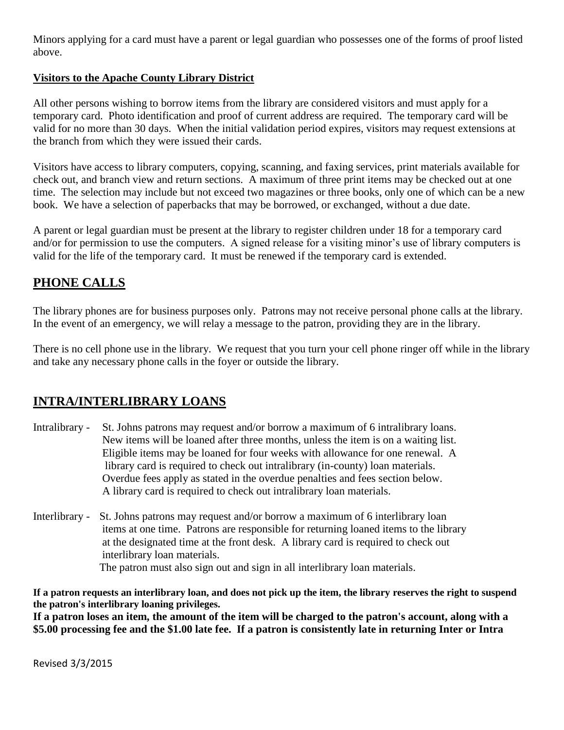Minors applying for a card must have a parent or legal guardian who possesses one of the forms of proof listed above.

**Visitors to the Apache County Library District**

All other persons wishing to borrow items from the library are considered visitors and must apply for a temporary card. Photo identification and proof of current address are required. The temporary card will be valid for no more than 30 days. When the initial validation period expires, visitors may request extensions at the branch from which they were issued their cards.

Visitors have access to library computers, copying, scanning, and faxing services, print materials available for check out, and branch view and return sections. A maximum of three print items may be checked out at one time. The selection may include but not exceed two magazines or three books, only one of which can be a new book. We have a selection of paperbacks that may be borrowed, or exchanged, without a due date.

A parent or legal guardian must be present at the library to register children under 18 for a temporary card and/or for permission to use the computers. A signed release for a visiting minor's use of library computers is valid for the life of the temporary card. It must be renewed if the temporary card is extended.

## PHONE CALLS

The library phones are for business purposes only. Patrons may not receive personal phone calls at the library. In the event of an emergency, we will relay a message to the patron, providing they are in the library.

There is no cell phone use in the library. We request that you turn your cell phone ringer off while in the library and take any necessary phone calls in the foyer or outside the library.

## INTRA/INTERLIBRARY LOANS

Intralibrary - St. Johns patrons may request and/or borrow a maximum of 6 intralibrary loans. New items will be loaned after three months, unless the item is on a waiting list. Eligible items may be loaned for four weeks with allowance for one renewal. A library card is required to check out intralibrary (in-county) loan materials. Overdue fees apply as stated in the overdue penalties and fees section below. A library card is required to check out intralibrary loan materials.

Interlibrary - St. Johns patrons may request and/or borrow a maximum of 6 interlibrary loan items at one time. Patrons are responsible for returning loaned items to the library at the designated time at the front desk. A library card is required to check out interlibrary loan materials.
The patron must also sign out and sign in all interlibrary loan materials.

**If a patron requests an interlibrary loan, and does not pick up the item, the library reserves the right to suspend the patron's interlibrary loaning privileges.**
**If a patron loses an item, the amount of the item will be charged to the patron's account, along with a $5.00 processing fee and the $1.00 late fee. If a patron is consistently late in returning Inter or Intra**

Revised 3/3/2015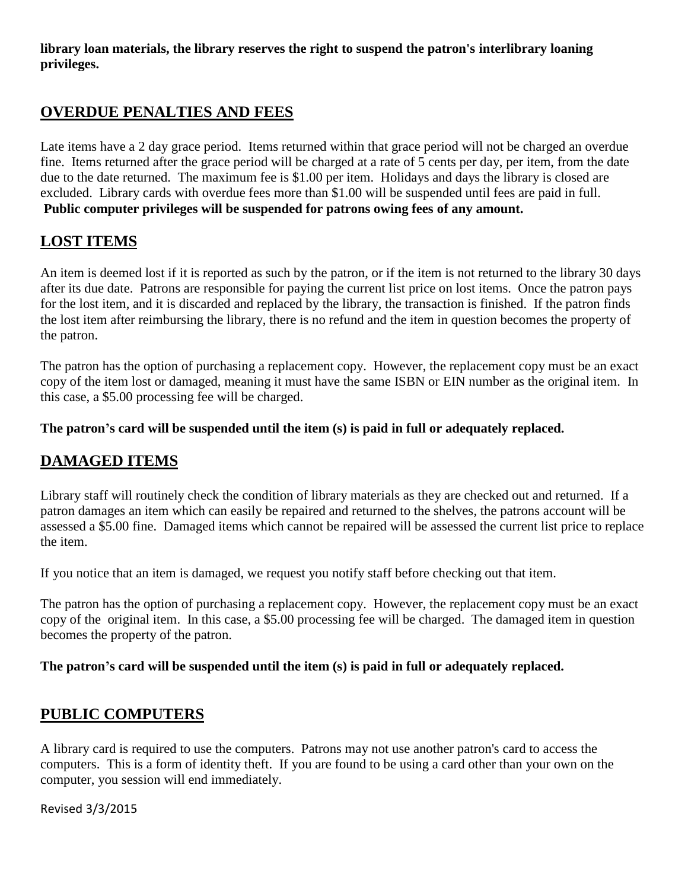**library loan materials, the library reserves the right to suspend the patron's interlibrary loaning privileges.**

## OVERDUE PENALTIES AND FEES

Late items have a 2 day grace period. Items returned within that grace period will not be charged an overdue fine. Items returned after the grace period will be charged at a rate of 5 cents per day, per item, from the date due to the date returned. The maximum fee is $1.00 per item. Holidays and days the library is closed are excluded. Library cards with overdue fees more than $1.00 will be suspended until fees are paid in full. **Public computer privileges will be suspended for patrons owing fees of any amount.**

## LOST ITEMS

An item is deemed lost if it is reported as such by the patron, or if the item is not returned to the library 30 days after its due date. Patrons are responsible for paying the current list price on lost items. Once the patron pays for the lost item, and it is discarded and replaced by the library, the transaction is finished. If the patron finds the lost item after reimbursing the library, there is no refund and the item in question becomes the property of the patron.

The patron has the option of purchasing a replacement copy. However, the replacement copy must be an exact copy of the item lost or damaged, meaning it must have the same ISBN or EIN number as the original item. In this case, a $5.00 processing fee will be charged.

**The patron's card will be suspended until the item (s) is paid in full or adequately replaced.**

## DAMAGED ITEMS

Library staff will routinely check the condition of library materials as they are checked out and returned. If a patron damages an item which can easily be repaired and returned to the shelves, the patrons account will be assessed a $5.00 fine. Damaged items which cannot be repaired will be assessed the current list price to replace the item.

If you notice that an item is damaged, we request you notify staff before checking out that item.

The patron has the option of purchasing a replacement copy. However, the replacement copy must be an exact copy of the original item. In this case, a $5.00 processing fee will be charged. The damaged item in question becomes the property of the patron.

**The patron's card will be suspended until the item (s) is paid in full or adequately replaced.**

## PUBLIC COMPUTERS

A library card is required to use the computers. Patrons may not use another patron's card to access the computers. This is a form of identity theft. If you are found to be using a card other than your own on the computer, you session will end immediately.

Revised 3/3/2015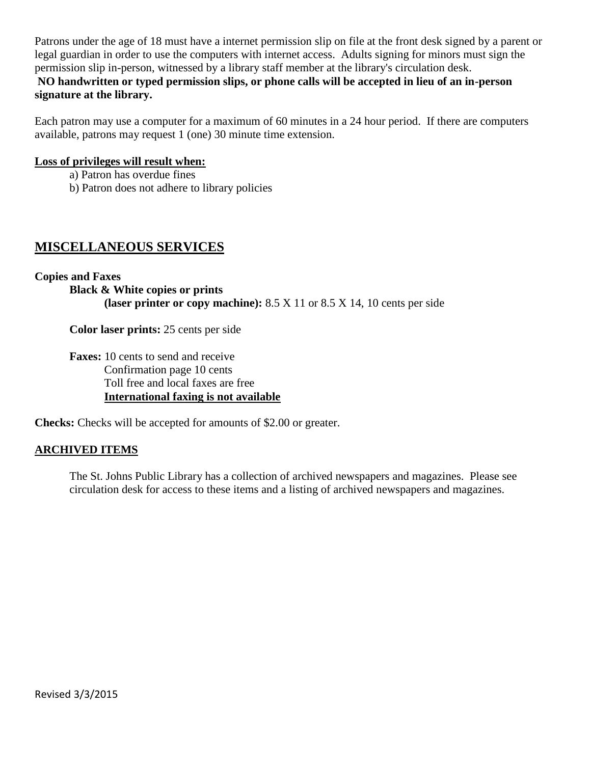Patrons under the age of 18 must have a internet permission slip on file at the front desk signed by a parent or legal guardian in order to use the computers with internet access. Adults signing for minors must sign the permission slip in-person, witnessed by a library staff member at the library's circulation desk.
**NO handwritten or typed permission slips, or phone calls will be accepted in lieu of an in-person signature at the library.**

Each patron may use a computer for a maximum of 60 minutes in a 24 hour period. If there are computers available, patrons may request 1 (one) 30 minute time extension.

**Loss of privileges will result when:**

a) Patron has overdue fines
b) Patron does not adhere to library policies

## MISCELLANEOUS SERVICES

**Copies and Faxes**

**Black & White copies or prints**
**(laser printer or copy machine):** 8.5 X 11 or 8.5 X 14, 10 cents per side

**Color laser prints:** 25 cents per side

**Faxes:** 10 cents to send and receive
Confirmation page 10 cents
Toll free and local faxes are free
**International faxing is not available**

**Checks:** Checks will be accepted for amounts of $2.00 or greater.

**ARCHIVED ITEMS**

The St. Johns Public Library has a collection of archived newspapers and magazines. Please see circulation desk for access to these items and a listing of archived newspapers and magazines.

Revised 3/3/2015